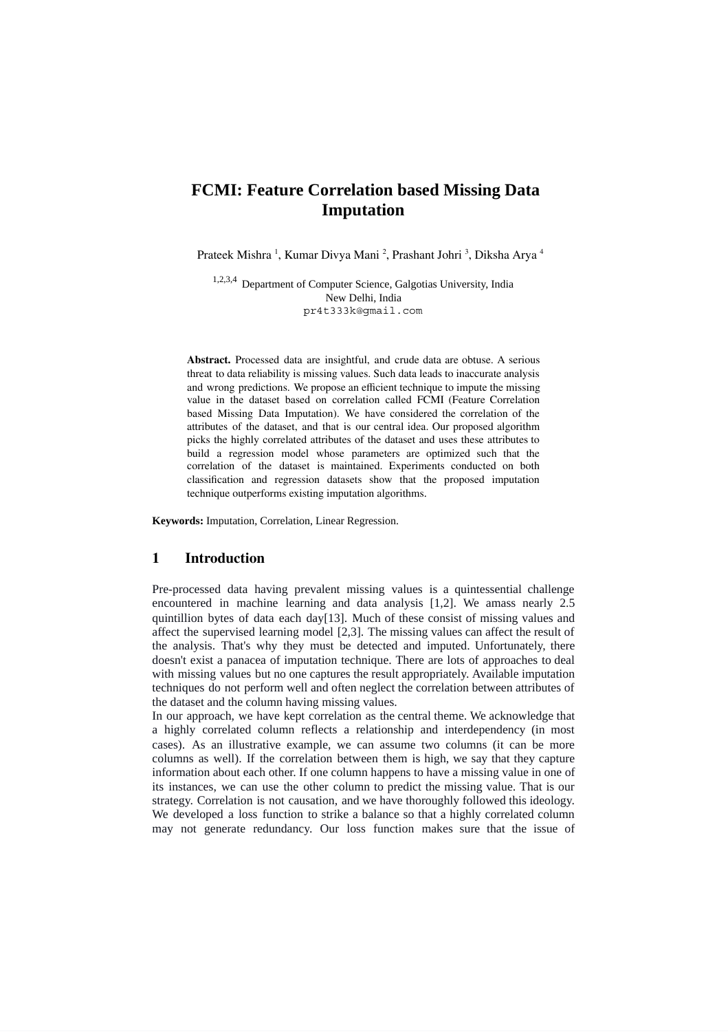# FCMI: Feature Correlation based Missing Data Imputation

Prateek Mishra [1], Kumar Divya Mani [2], Prashant Johri [3], Diksha Arya [4]

[1,2,3,4] Department of Computer Science, Galgotias University, India
New Delhi, India
pr4t333k@gmail.com

**Abstract.** Processed data are insightful, and crude data are obtuse. A serious threat to data reliability is missing values. Such data leads to inaccurate analysis and wrong predictions. We propose an efficient technique to impute the missing value in the dataset based on correlation called FCMI (Feature Correlation based Missing Data Imputation). We have considered the correlation of the attributes of the dataset, and that is our central idea. Our proposed algorithm picks the highly correlated attributes of the dataset and uses these attributes to build a regression model whose parameters are optimized such that the correlation of the dataset is maintained. Experiments conducted on both classification and regression datasets show that the proposed imputation technique outperforms existing imputation algorithms.

**Keywords:** Imputation, Correlation, Linear Regression.

## 1 Introduction

Pre-processed data having prevalent missing values is a quintessential challenge encountered in machine learning and data analysis [1,2]. We amass nearly 2.5 quintillion bytes of data each day[13]. Much of these consist of missing values and affect the supervised learning model [2,3]. The missing values can affect the result of the analysis. That's why they must be detected and imputed. Unfortunately, there doesn't exist a panacea of imputation technique. There are lots of approaches to deal with missing values but no one captures the result appropriately. Available imputation techniques do not perform well and often neglect the correlation between attributes of the dataset and the column having missing values.

In our approach, we have kept correlation as the central theme. We acknowledge that a highly correlated column reflects a relationship and interdependency (in most cases). As an illustrative example, we can assume two columns (it can be more columns as well). If the correlation between them is high, we say that they capture information about each other. If one column happens to have a missing value in one of its instances, we can use the other column to predict the missing value. That is our strategy. Correlation is not causation, and we have thoroughly followed this ideology. We developed a loss function to strike a balance so that a highly correlated column may not generate redundancy. Our loss function makes sure that the issue of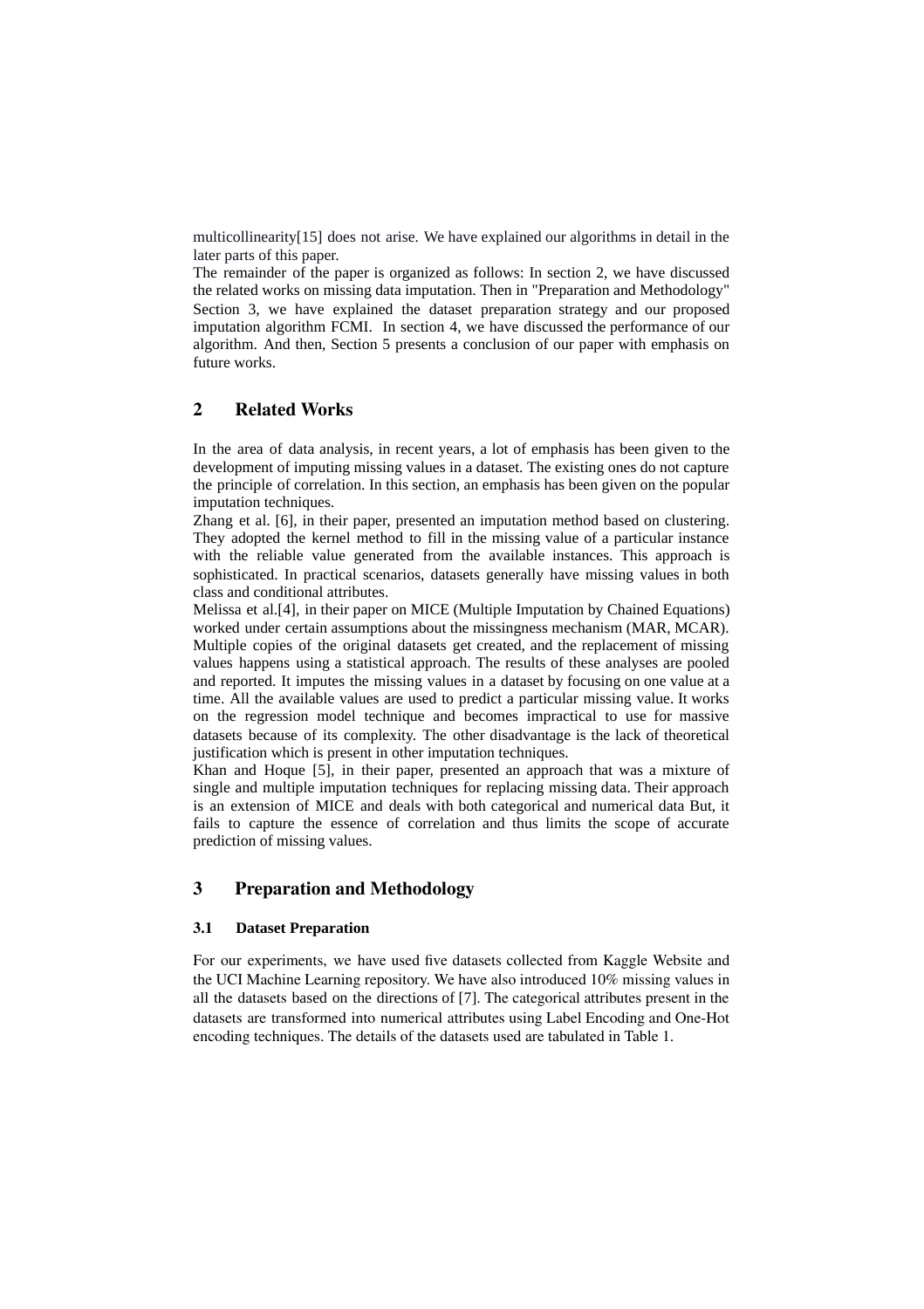multicollinearity[15] does not arise. We have explained our algorithms in detail in the later parts of this paper.

The remainder of the paper is organized as follows: In section 2, we have discussed the related works on missing data imputation. Then in "Preparation and Methodology" Section 3, we have explained the dataset preparation strategy and our proposed imputation algorithm FCMI. In section 4, we have discussed the performance of our algorithm. And then, Section 5 presents a conclusion of our paper with emphasis on future works.

## 2 Related Works

In the area of data analysis, in recent years, a lot of emphasis has been given to the development of imputing missing values in a dataset. The existing ones do not capture the principle of correlation. In this section, an emphasis has been given on the popular imputation techniques.

Zhang et al. [6], in their paper, presented an imputation method based on clustering. They adopted the kernel method to fill in the missing value of a particular instance with the reliable value generated from the available instances. This approach is sophisticated. In practical scenarios, datasets generally have missing values in both class and conditional attributes.

Melissa et al.[4], in their paper on MICE (Multiple Imputation by Chained Equations) worked under certain assumptions about the missingness mechanism (MAR, MCAR). Multiple copies of the original datasets get created, and the replacement of missing values happens using a statistical approach. The results of these analyses are pooled and reported. It imputes the missing values in a dataset by focusing on one value at a time. All the available values are used to predict a particular missing value. It works on the regression model technique and becomes impractical to use for massive datasets because of its complexity. The other disadvantage is the lack of theoretical justification which is present in other imputation techniques.

Khan and Hoque [5], in their paper, presented an approach that was a mixture of single and multiple imputation techniques for replacing missing data. Their approach is an extension of MICE and deals with both categorical and numerical data But, it fails to capture the essence of correlation and thus limits the scope of accurate prediction of missing values.

## 3 Preparation and Methodology

### 3.1 Dataset Preparation

For our experiments, we have used five datasets collected from Kaggle Website and the UCI Machine Learning repository. We have also introduced 10% missing values in all the datasets based on the directions of [7]. The categorical attributes present in the datasets are transformed into numerical attributes using Label Encoding and One-Hot encoding techniques. The details of the datasets used are tabulated in Table 1.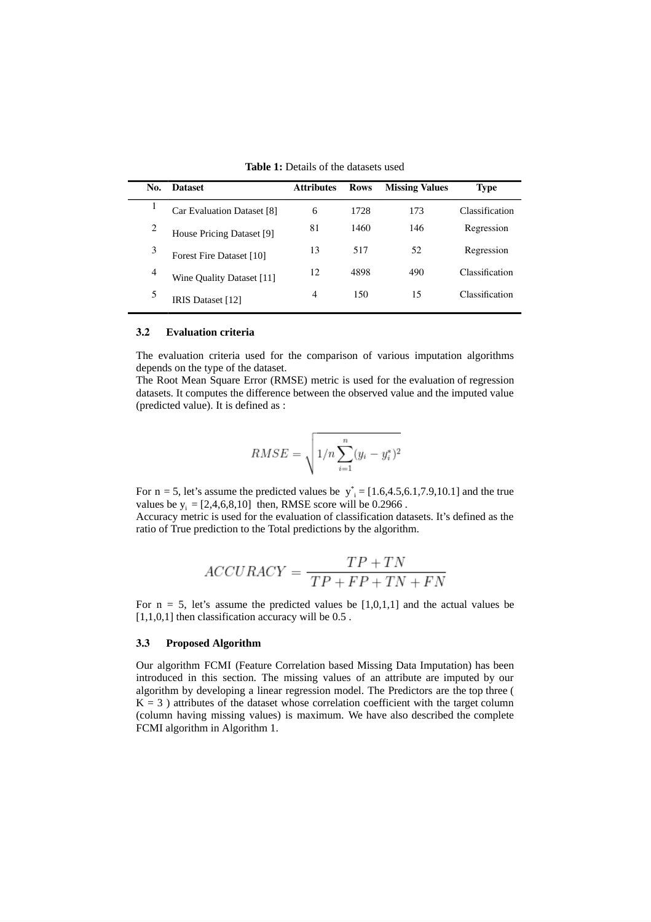**Table 1:** Details of the datasets used

| No. | Dataset | Attributes | Rows | Missing Values | Type |
|---|---|---|---|---|---|
| 1 | Car Evaluation Dataset [8] | 6 | 1728 | 173 | Classification |
| 2 | House Pricing Dataset [9] | 81 | 1460 | 146 | Regression |
| 3 | Forest Fire Dataset [10] | 13 | 517 | 52 | Regression |
| 4 | Wine Quality Dataset [11] | 12 | 4898 | 490 | Classification |
| 5 | IRIS Dataset [12] | 4 | 150 | 15 | Classification |

### 3.2 Evaluation criteria

The evaluation criteria used for the comparison of various imputation algorithms depends on the type of the dataset.
The Root Mean Square Error (RMSE) metric is used for the evaluation of regression datasets. It computes the difference between the observed value and the imputed value (predicted value). It is defined as :

$$RMSE = \sqrt{1/n \sum_{i=1}^{n} (y_i - y_i^*)^2}$$

For n = 5, let's assume the predicted values be $y^*_i$ = [1.6,4.5,6.1,7.9,10.1] and the true values be $y_i$ = [2,4,6,8,10] then, RMSE score will be 0.2966 .
Accuracy metric is used for the evaluation of classification datasets. It's defined as the ratio of True prediction to the Total predictions by the algorithm.

$$ACCURACY = \frac{TP + TN}{TP + FP + TN + FN}$$

For n = 5, let's assume the predicted values be [1,0,1,1] and the actual values be [1,1,0,1] then classification accuracy will be 0.5 .

### 3.3 Proposed Algorithm

Our algorithm FCMI (Feature Correlation based Missing Data Imputation) has been introduced in this section. The missing values of an attribute are imputed by our algorithm by developing a linear regression model. The Predictors are the top three ( K = 3 ) attributes of the dataset whose correlation coefficient with the target column (column having missing values) is maximum. We have also described the complete FCMI algorithm in Algorithm 1.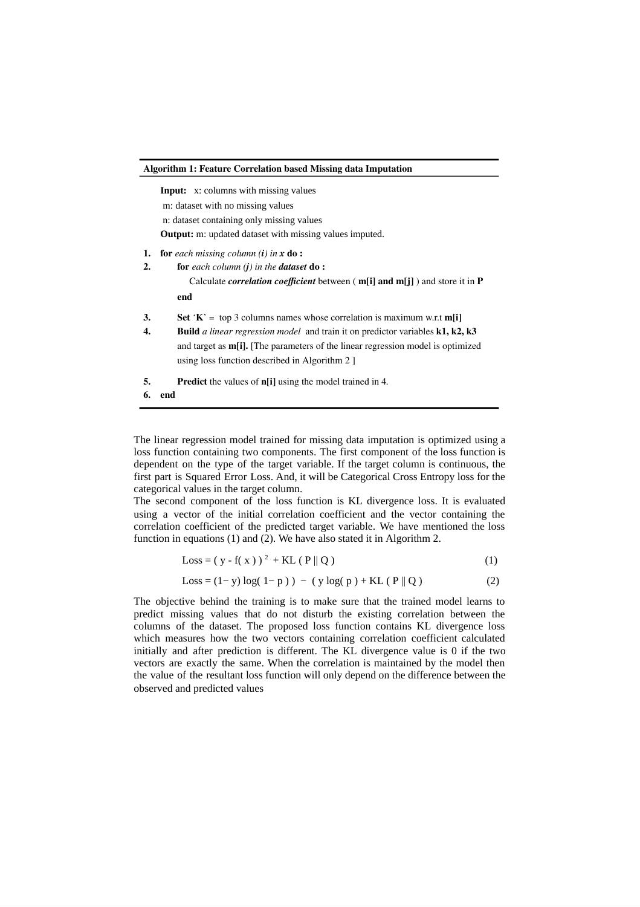**Algorithm 1: Feature Correlation based Missing data Imputation**

**Input:** x: columns with missing values

m: dataset with no missing values

n: dataset containing only missing values

**Output:** m: updated dataset with missing values imputed.

1. **for** *each missing column (**i**) in **x*** **do :**
2. **for** *each column (**j**) in the **dataset*** **do :**

   Calculate ***correlation coefficient*** between ( **m[i] and m[j]** ) and store it in **P**

   **end**
3. **Set** '**K**' = top 3 columns names whose correlation is maximum w.r.t **m[i]**
4. **Build** *a linear regression model* and train it on predictor variables **k1, k2, k3** and target as **m[i].** [The parameters of the linear regression model is optimized using loss function described in Algorithm 2 ]
5. **Predict** the values of **n[i]** using the model trained in 4.
6. **end**

The linear regression model trained for missing data imputation is optimized using a loss function containing two components. The first component of the loss function is dependent on the type of the target variable. If the target column is continuous, the first part is Squared Error Loss. And, it will be Categorical Cross Entropy loss for the categorical values in the target column.

The second component of the loss function is KL divergence loss. It is evaluated using a vector of the initial correlation coefficient and the vector containing the correlation coefficient of the predicted target variable. We have mentioned the loss function in equations (1) and (2). We have also stated it in Algorithm 2.

$$\text{Loss} = ( y - f( x ) )^2 + KL ( P \| Q ) \tag{1}$$

$$\text{Loss} = (1- y) \log( 1- p ) ) - ( y \log( p ) + KL ( P \| Q ) \tag{2}$$

The objective behind the training is to make sure that the trained model learns to predict missing values that do not disturb the existing correlation between the columns of the dataset. The proposed loss function contains KL divergence loss which measures how the two vectors containing correlation coefficient calculated initially and after prediction is different. The KL divergence value is 0 if the two vectors are exactly the same. When the correlation is maintained by the model then the value of the resultant loss function will only depend on the difference between the observed and predicted values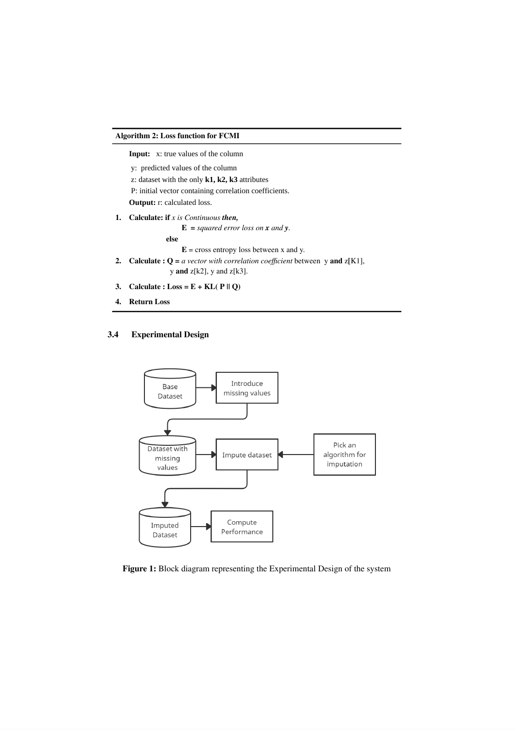**Algorithm 2: Loss function for FCMI**

**Input:** x: true values of the column

y: predicted values of the column

z: dataset with the only **k1, k2, k3** attributes

P: initial vector containing correlation coefficients.

**Output:** r: calculated loss.

1. **Calculate: if** *x is Continuous* ***then,***

   **E** = *squared error loss on **x** and **y**.*

   **else**

   **E** = cross entropy loss between x and y.

2. **Calculate : Q =** *a vector with correlation coefficient* between y **and** z[K1], y **and** z[k2], y and z[k3].

3. **Calculate : Loss = E + KL( P || Q)**

4. **Return Loss**

### 3.4 Experimental Design

**Figure 1:** Block diagram representing the Experimental Design of the system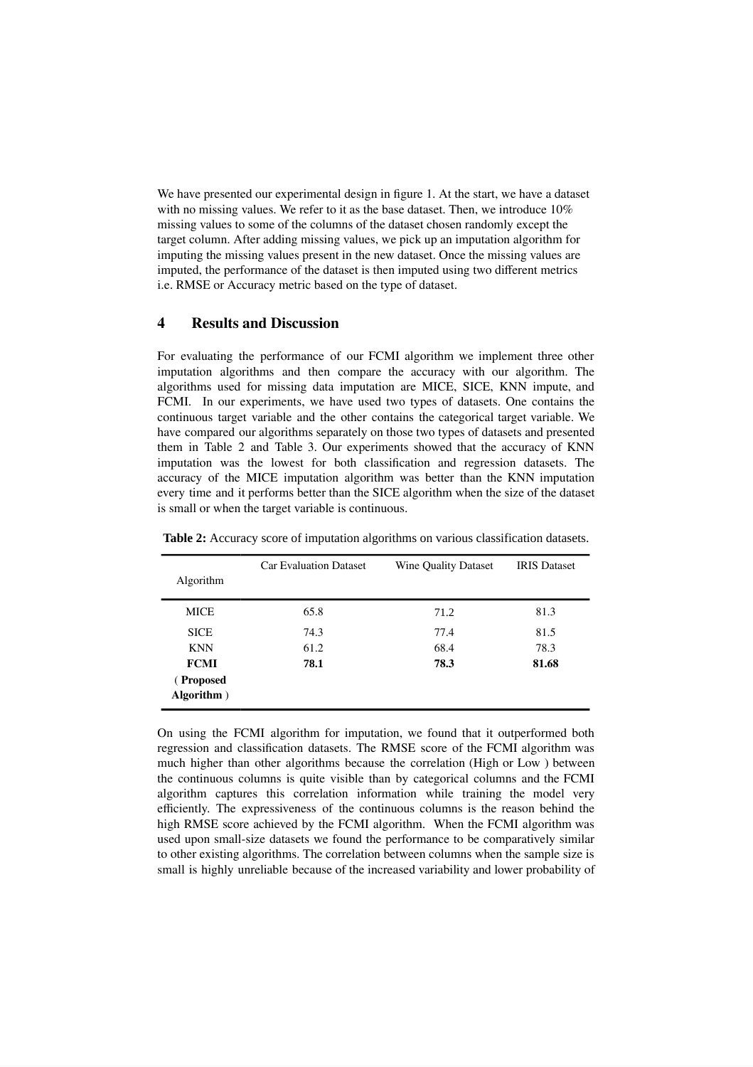We have presented our experimental design in figure 1. At the start, we have a dataset with no missing values. We refer to it as the base dataset. Then, we introduce 10% missing values to some of the columns of the dataset chosen randomly except the target column. After adding missing values, we pick up an imputation algorithm for imputing the missing values present in the new dataset. Once the missing values are imputed, the performance of the dataset is then imputed using two different metrics i.e. RMSE or Accuracy metric based on the type of dataset.

## 4 Results and Discussion

For evaluating the performance of our FCMI algorithm we implement three other imputation algorithms and then compare the accuracy with our algorithm. The algorithms used for missing data imputation are MICE, SICE, KNN impute, and FCMI. In our experiments, we have used two types of datasets. One contains the continuous target variable and the other contains the categorical target variable. We have compared our algorithms separately on those two types of datasets and presented them in Table 2 and Table 3. Our experiments showed that the accuracy of KNN imputation was the lowest for both classification and regression datasets. The accuracy of the MICE imputation algorithm was better than the KNN imputation every time and it performs better than the SICE algorithm when the size of the dataset is small or when the target variable is continuous.

**Table 2:** Accuracy score of imputation algorithms on various classification datasets.

| Algorithm | Car Evaluation Dataset | Wine Quality Dataset | IRIS Dataset |
|---|---|---|---|
| MICE | 65.8 | 71.2 | 81.3 |
| SICE | 74.3 | 77.4 | 81.5 |
| KNN | 61.2 | 68.4 | 78.3 |
| **FCMI** ( **Proposed Algorithm** ) | **78.1** | **78.3** | **81.68** |

On using the FCMI algorithm for imputation, we found that it outperformed both regression and classification datasets. The RMSE score of the FCMI algorithm was much higher than other algorithms because the correlation (High or Low ) between the continuous columns is quite visible than by categorical columns and the FCMI algorithm captures this correlation information while training the model very efficiently. The expressiveness of the continuous columns is the reason behind the high RMSE score achieved by the FCMI algorithm. When the FCMI algorithm was used upon small-size datasets we found the performance to be comparatively similar to other existing algorithms. The correlation between columns when the sample size is small is highly unreliable because of the increased variability and lower probability of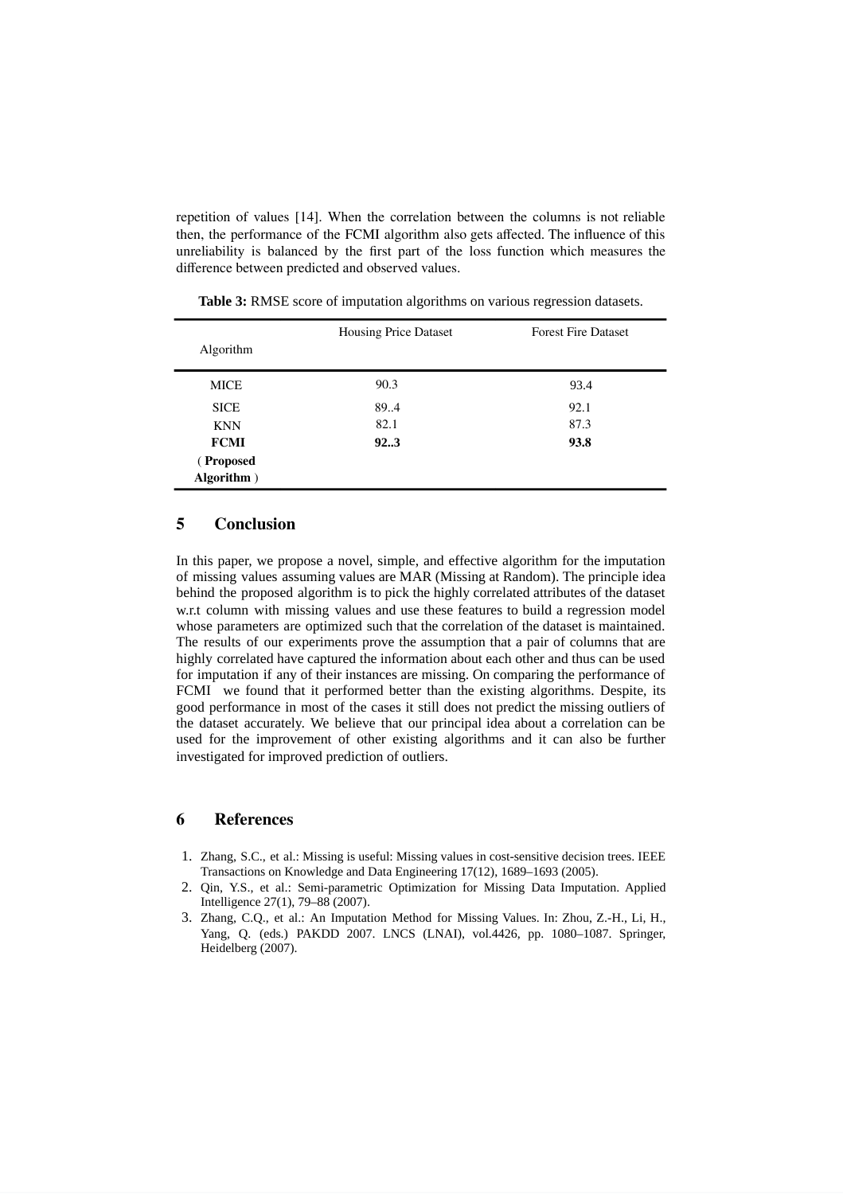repetition of values [14]. When the correlation between the columns is not reliable then, the performance of the FCMI algorithm also gets affected. The influence of this unreliability is balanced by the first part of the loss function which measures the difference between predicted and observed values.

**Table 3:** RMSE score of imputation algorithms on various regression datasets.

| Algorithm | Housing Price Dataset | Forest Fire Dataset |
|---|---|---|
| MICE | 90.3 | 93.4 |
| SICE | 89..4 | 92.1 |
| KNN | 82.1 | 87.3 |
| **FCMI** ( **Proposed Algorithm** ) | **92..3** | **93.8** |

## 5 Conclusion

In this paper, we propose a novel, simple, and effective algorithm for the imputation of missing values assuming values are MAR (Missing at Random). The principle idea behind the proposed algorithm is to pick the highly correlated attributes of the dataset w.r.t column with missing values and use these features to build a regression model whose parameters are optimized such that the correlation of the dataset is maintained. The results of our experiments prove the assumption that a pair of columns that are highly correlated have captured the information about each other and thus can be used for imputation if any of their instances are missing. On comparing the performance of FCMI we found that it performed better than the existing algorithms. Despite, its good performance in most of the cases it still does not predict the missing outliers of the dataset accurately. We believe that our principal idea about a correlation can be used for the improvement of other existing algorithms and it can also be further investigated for improved prediction of outliers.

## 6 References

1. Zhang, S.C., et al.: Missing is useful: Missing values in cost-sensitive decision trees. IEEE Transactions on Knowledge and Data Engineering 17(12), 1689–1693 (2005).
2. Qin, Y.S., et al.: Semi-parametric Optimization for Missing Data Imputation. Applied Intelligence 27(1), 79–88 (2007).
3. Zhang, C.Q., et al.: An Imputation Method for Missing Values. In: Zhou, Z.-H., Li, H., Yang, Q. (eds.) PAKDD 2007. LNCS (LNAI), vol.4426, pp. 1080–1087. Springer, Heidelberg (2007).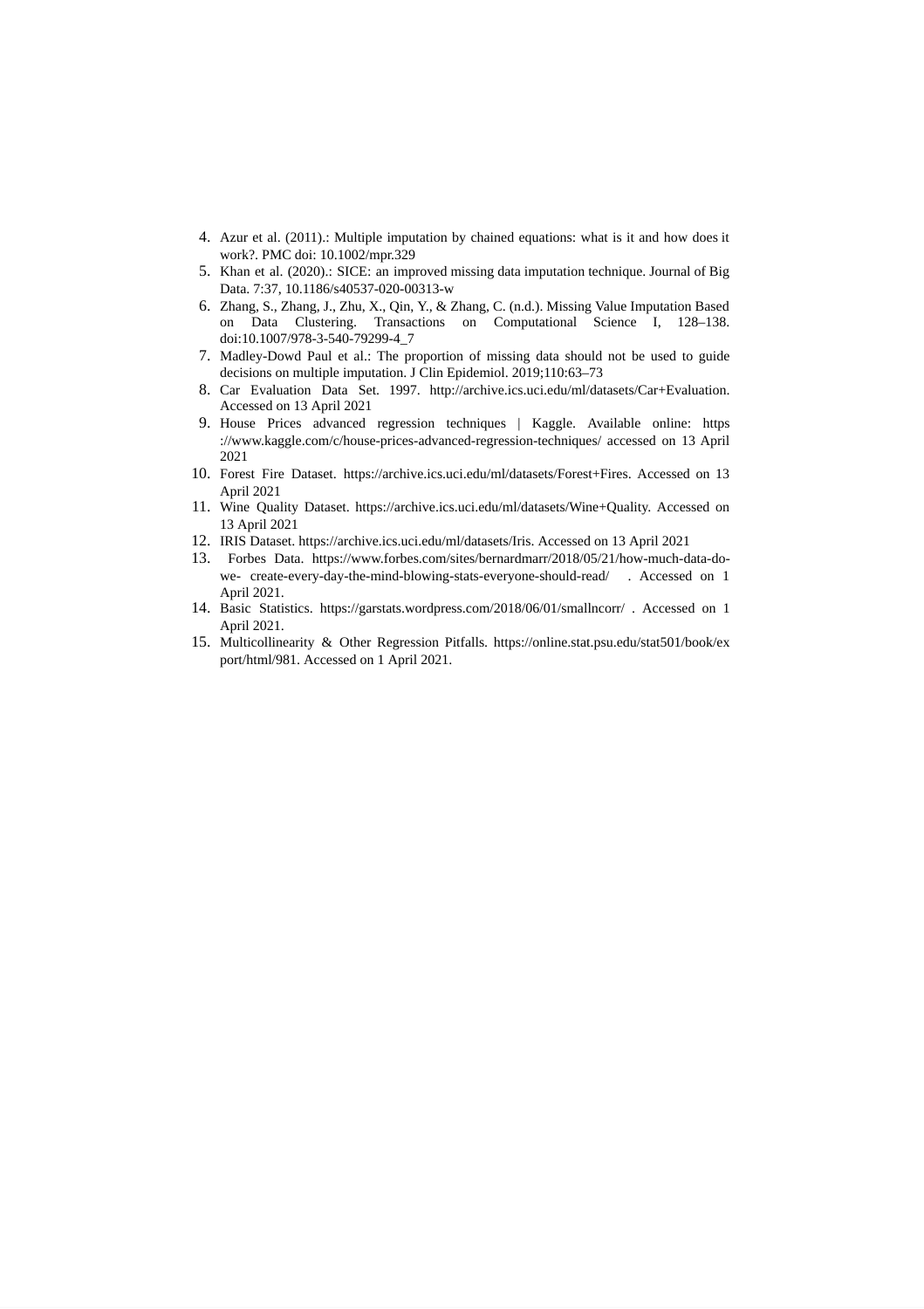4. Azur et al. (2011).: Multiple imputation by chained equations: what is it and how does it work?. PMC doi: 10.1002/mpr.329
5. Khan et al. (2020).: SICE: an improved missing data imputation technique. Journal of Big Data. 7:37, 10.1186/s40537-020-00313-w
6. Zhang, S., Zhang, J., Zhu, X., Qin, Y., & Zhang, C. (n.d.). Missing Value Imputation Based on Data Clustering. Transactions on Computational Science I, 128–138. doi:10.1007/978-3-540-79299-4_7
7. Madley-Dowd Paul et al.: The proportion of missing data should not be used to guide decisions on multiple imputation. J Clin Epidemiol. 2019;110:63–73
8. Car Evaluation Data Set. 1997. http://archive.ics.uci.edu/ml/datasets/Car+Evaluation. Accessed on 13 April 2021
9. House Prices advanced regression techniques | Kaggle. Available online: https ://www.kaggle.com/c/house-prices-advanced-regression-techniques/ accessed on 13 April 2021
10. Forest Fire Dataset. https://archive.ics.uci.edu/ml/datasets/Forest+Fires. Accessed on 13 April 2021
11. Wine Quality Dataset. https://archive.ics.uci.edu/ml/datasets/Wine+Quality. Accessed on 13 April 2021
12. IRIS Dataset. https://archive.ics.uci.edu/ml/datasets/Iris. Accessed on 13 April 2021
13. Forbes Data. https://www.forbes.com/sites/bernardmarr/2018/05/21/how-much-data-do-we- create-every-day-the-mind-blowing-stats-everyone-should-read/ . Accessed on 1 April 2021.
14. Basic Statistics. https://garstats.wordpress.com/2018/06/01/smallncorr/ . Accessed on 1 April 2021.
15. Multicollinearity & Other Regression Pitfalls. https://online.stat.psu.edu/stat501/book/export/html/981. Accessed on 1 April 2021.